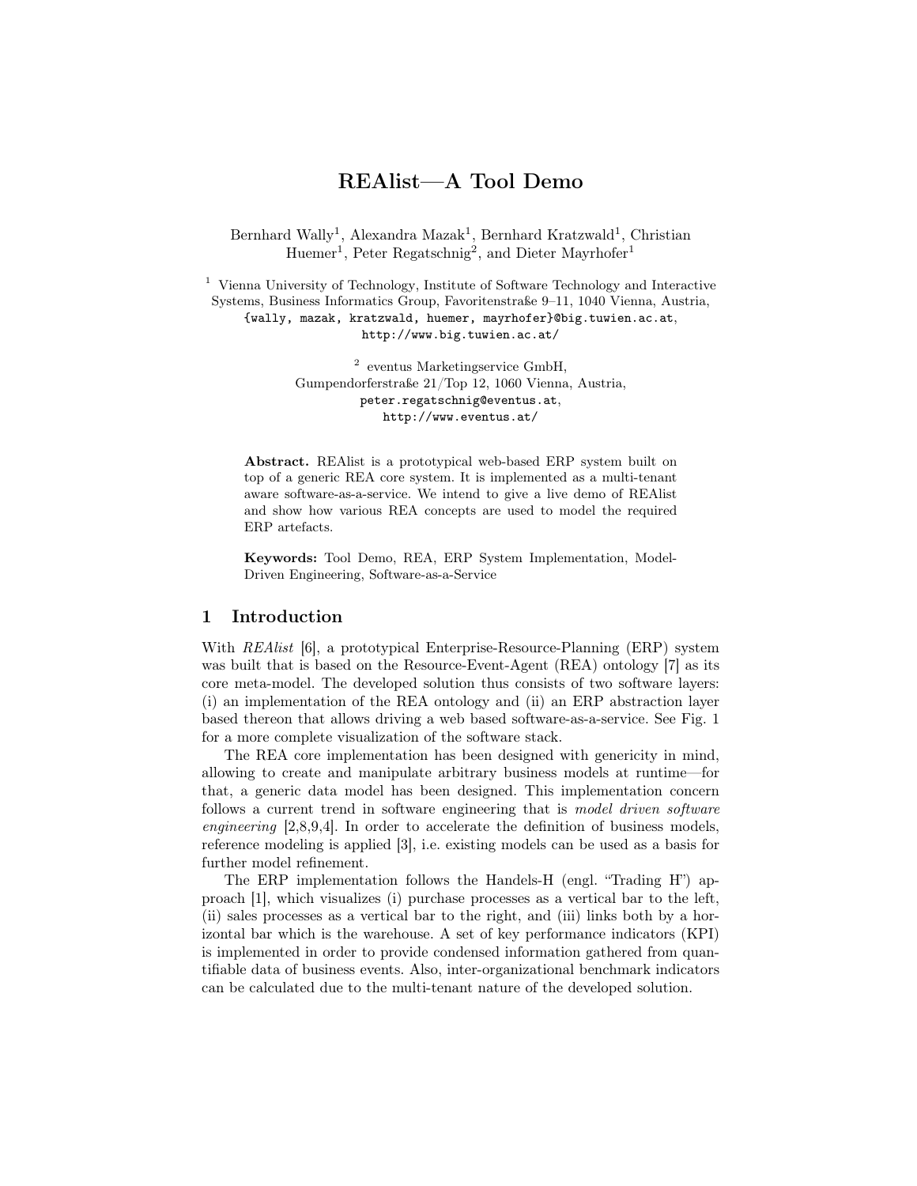# REAlist—A Tool Demo

Bernhard Wally[1], Alexandra Mazak[1], Bernhard Kratzwald[1], Christian Huemer[1], Peter Regatschnig[2], and Dieter Mayrhofer[1]

[1] Vienna University of Technology, Institute of Software Technology and Interactive Systems, Business Informatics Group, Favoritenstraße 9–11, 1040 Vienna, Austria,
{wally, mazak, kratzwald, huemer, mayrhofer}@big.tuwien.ac.at,
http://www.big.tuwien.ac.at/

[2] eventus Marketingservice GmbH,
Gumpendorferstraße 21/Top 12, 1060 Vienna, Austria,
peter.regatschnig@eventus.at,
http://www.eventus.at/

**Abstract.** REAlist is a prototypical web-based ERP system built on top of a generic REA core system. It is implemented as a multi-tenant aware software-as-a-service. We intend to give a live demo of REAlist and show how various REA concepts are used to model the required ERP artefacts.

**Keywords:** Tool Demo, REA, ERP System Implementation, Model-Driven Engineering, Software-as-a-Service

## 1 Introduction

With *REAlist* [6], a prototypical Enterprise-Resource-Planning (ERP) system was built that is based on the Resource-Event-Agent (REA) ontology [7] as its core meta-model. The developed solution thus consists of two software layers: (i) an implementation of the REA ontology and (ii) an ERP abstraction layer based thereon that allows driving a web based software-as-a-service. See Fig. 1 for a more complete visualization of the software stack.

The REA core implementation has been designed with genericity in mind, allowing to create and manipulate arbitrary business models at runtime—for that, a generic data model has been designed. This implementation concern follows a current trend in software engineering that is *model driven software engineering* [2,8,9,4]. In order to accelerate the definition of business models, reference modeling is applied [3], i.e. existing models can be used as a basis for further model refinement.

The ERP implementation follows the Handels-H (engl. "Trading H") approach [1], which visualizes (i) purchase processes as a vertical bar to the left, (ii) sales processes as a vertical bar to the right, and (iii) links both by a horizontal bar which is the warehouse. A set of key performance indicators (KPI) is implemented in order to provide condensed information gathered from quantifiable data of business events. Also, inter-organizational benchmark indicators can be calculated due to the multi-tenant nature of the developed solution.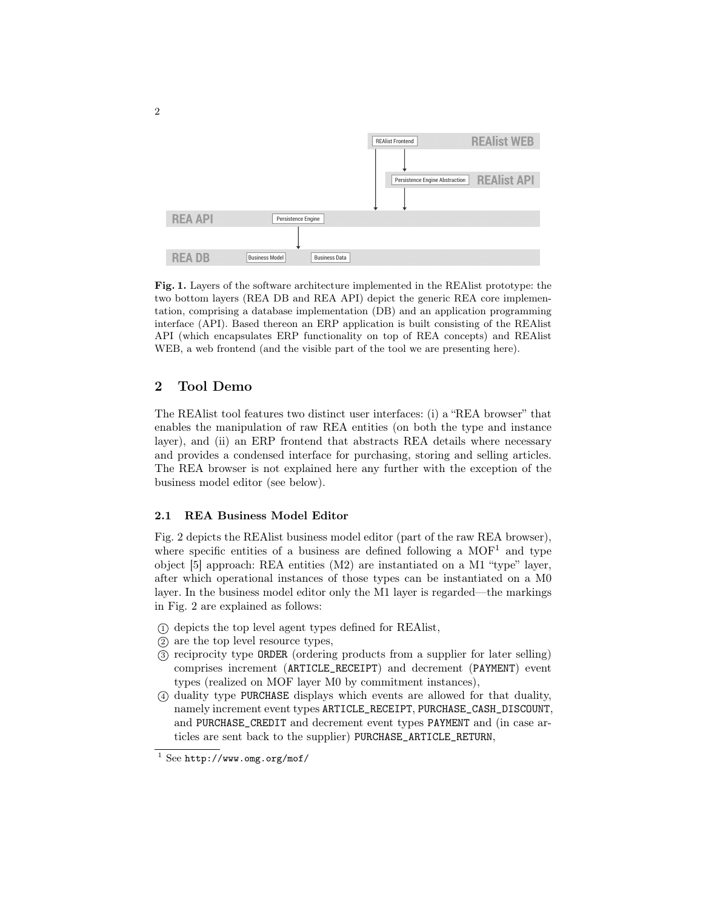**Fig. 1.** Layers of the software architecture implemented in the REAlist prototype: the two bottom layers (REA DB and REA API) depict the generic REA core implementation, comprising a database implementation (DB) and an application programming interface (API). Based thereon an ERP application is built consisting of the REAlist API (which encapsulates ERP functionality on top of REA concepts) and REAlist WEB, a web frontend (and the visible part of the tool we are presenting here).

## 2 Tool Demo

The REAlist tool features two distinct user interfaces: (i) a "REA browser" that enables the manipulation of raw REA entities (on both the type and instance layer), and (ii) an ERP frontend that abstracts REA details where necessary and provides a condensed interface for purchasing, storing and selling articles. The REA browser is not explained here any further with the exception of the business model editor (see below).

### 2.1 REA Business Model Editor

Fig. 2 depicts the REAlist business model editor (part of the raw REA browser), where specific entities of a business are defined following a MOF[1] and type object [5] approach: REA entities (M2) are instantiated on a M1 "type" layer, after which operational instances of those types can be instantiated on a M0 layer. In the business model editor only the M1 layer is regarded—the markings in Fig. 2 are explained as follows:

① depicts the top level agent types defined for REAlist,
② are the top level resource types,
③ reciprocity type ORDER (ordering products from a supplier for later selling) comprises increment (ARTICLE_RECEIPT) and decrement (PAYMENT) event types (realized on MOF layer M0 by commitment instances),
④ duality type PURCHASE displays which events are allowed for that duality, namely increment event types ARTICLE_RECEIPT, PURCHASE_CASH_DISCOUNT, and PURCHASE_CREDIT and decrement event types PAYMENT and (in case articles are sent back to the supplier) PURCHASE_ARTICLE_RETURN,

[1] See http://www.omg.org/mof/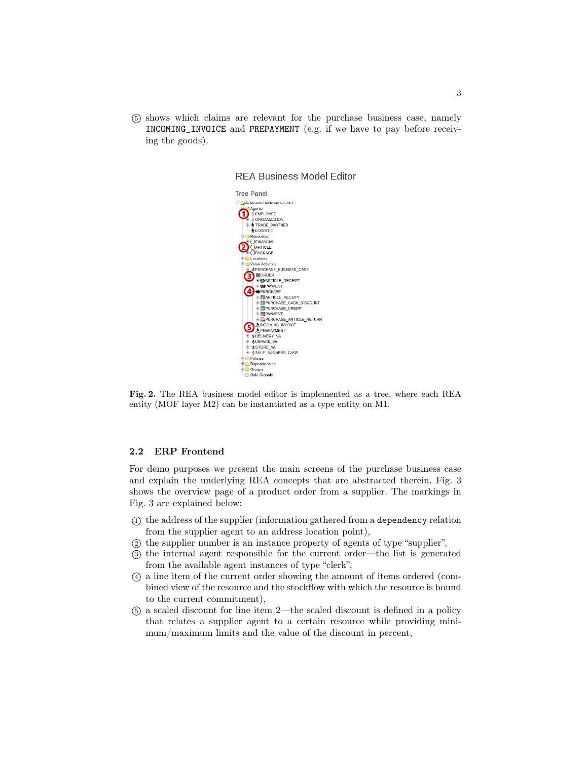⑤ shows which claims are relevant for the purchase business case, namely `INCOMING_INVOICE` and `PREPAYMENT` (e.g. if we have to pay before receiving the goods).

**Fig. 2.** The REA business model editor is implemented as a tree, where each REA entity (MOF layer M2) can be instantiated as a type entity on M1.

### 2.2 ERP Frontend

For demo purposes we present the main screens of the purchase business case and explain the underlying REA concepts that are abstracted therein. Fig. 3 shows the overview page of a product order from a supplier. The markings in Fig. 3 are explained below:

① the address of the supplier (information gathered from a `dependency` relation from the supplier agent to an address location point),
② the supplier number is an instance property of agents of type "supplier",
③ the internal agent responsible for the current order—the list is generated from the available agent instances of type "clerk",
④ a line item of the current order showing the amount of items ordered (combined view of the resource and the stockflow with which the resource is bound to the current commitment),
⑤ a scaled discount for line item 2—the scaled discount is defined in a policy that relates a supplier agent to a certain resource while providing minimum/maximum limits and the value of the discount in percent,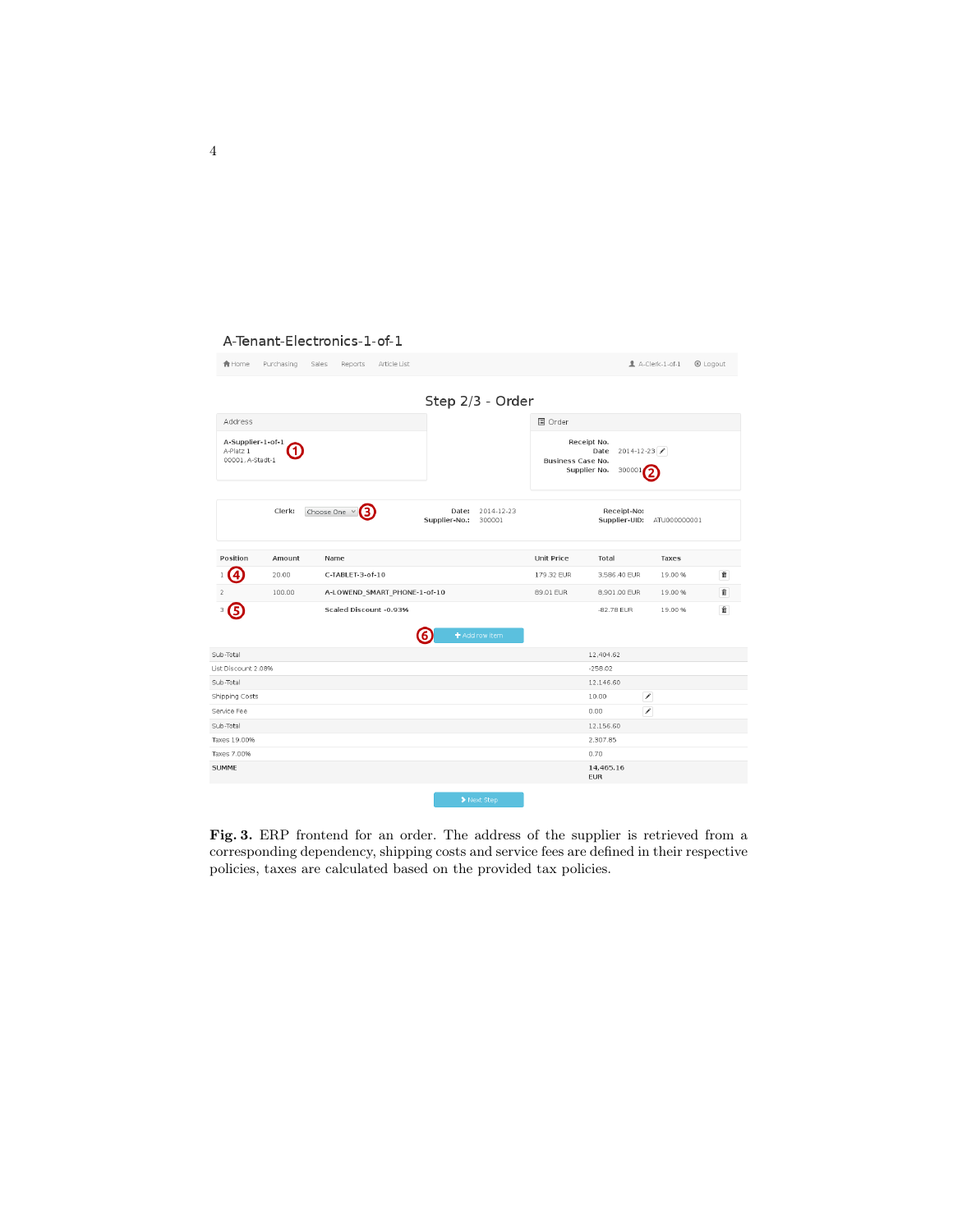A-Tenant-Electronics-1-of-1

Home Purchasing Sales Reports Article List A-Clerk-1-of-1 Logout

## Step 2/3 - Order

**Address**

A-Supplier-1-of-1
A-Platz 1
00001, A-Stadt-1 ①

**Order**

Receipt No.
Date 2014-12-23
Business Case No.
Supplier No. 300001 ②

Clerk: Choose One ③ Date: 2014-12-23 Receipt-No:
Supplier-No.: 300001 Supplier-UID: ATU000000001

| Position | Amount | Name | Unit Price | Total | Taxes |
|---|---|---|---|---|---|
| 1 ④ | 20.00 | C-TABLET-3-of-10 | 179.32 EUR | 3.586.40 EUR | 19.00 % |
| 2 | 100.00 | A-LOWEND_SMART_PHONE-1-of-10 | 89.01 EUR | 8.901.00 EUR | 19.00 % |
| 3 ⑤ | | Scaled Discount -0.93% | | -82.78 EUR | 19.00 % |

⑥ + Add row item

| | |
|---|---|
| Sub-Total | 12,404.62 |
| List Discount 2.08% | -258.02 |
| Sub-Total | 12,146.60 |
| Shipping Costs | 10.00 |
| Service Fee | 0.00 |
| Sub-Total | 12,156.60 |
| Taxes 19.00% | 2,307.85 |
| Taxes 7.00% | 0.70 |
| **SUMME** | **14,465.16 EUR** |

Next Step

**Fig. 3.** ERP frontend for an order. The address of the supplier is retrieved from a corresponding dependency, shipping costs and service fees are defined in their respective policies, taxes are calculated based on the provided tax policies.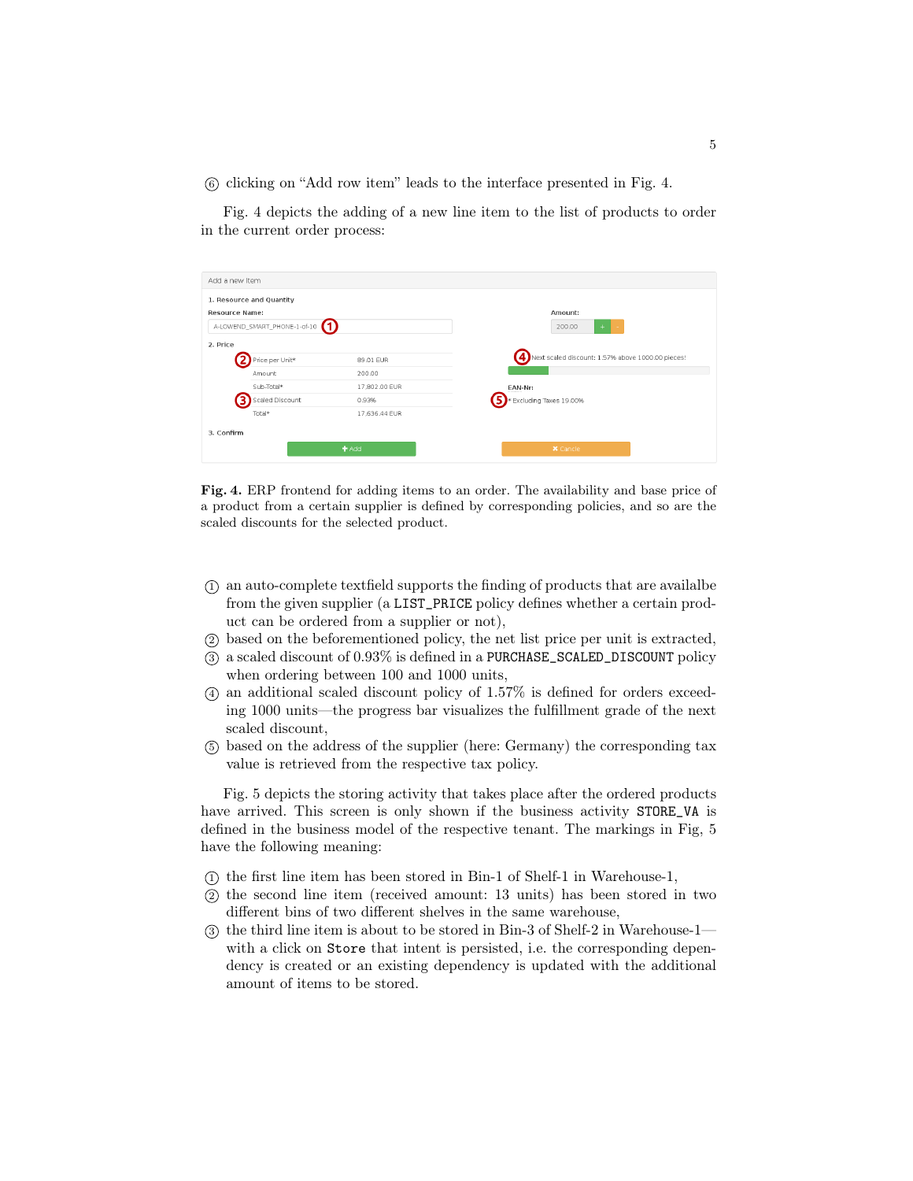⑥ clicking on "Add row item" leads to the interface presented in Fig. 4.

Fig. 4 depicts the adding of a new line item to the list of products to order in the current order process:

**Fig. 4.** ERP frontend for adding items to an order. The availability and base price of a product from a certain supplier is defined by corresponding policies, and so are the scaled discounts for the selected product.

① an auto-complete textfield supports the finding of products that are availalbe from the given supplier (a `LIST_PRICE` policy defines whether a certain product can be ordered from a supplier or not),

② based on the beforementioned policy, the net list price per unit is extracted,

③ a scaled discount of 0.93% is defined in a `PURCHASE_SCALED_DISCOUNT` policy when ordering between 100 and 1000 units,

④ an additional scaled discount policy of 1.57% is defined for orders exceeding 1000 units—the progress bar visualizes the fulfillment grade of the next scaled discount,

⑤ based on the address of the supplier (here: Germany) the corresponding tax value is retrieved from the respective tax policy.

Fig. 5 depicts the storing activity that takes place after the ordered products have arrived. This screen is only shown if the business activity `STORE_VA` is defined in the business model of the respective tenant. The markings in Fig, 5 have the following meaning:

① the first line item has been stored in Bin-1 of Shelf-1 in Warehouse-1,

② the second line item (received amount: 13 units) has been stored in two different bins of two different shelves in the same warehouse,

③ the third line item is about to be stored in Bin-3 of Shelf-2 in Warehouse-1—with a click on `Store` that intent is persisted, i.e. the corresponding dependency is created or an existing dependency is updated with the additional amount of items to be stored.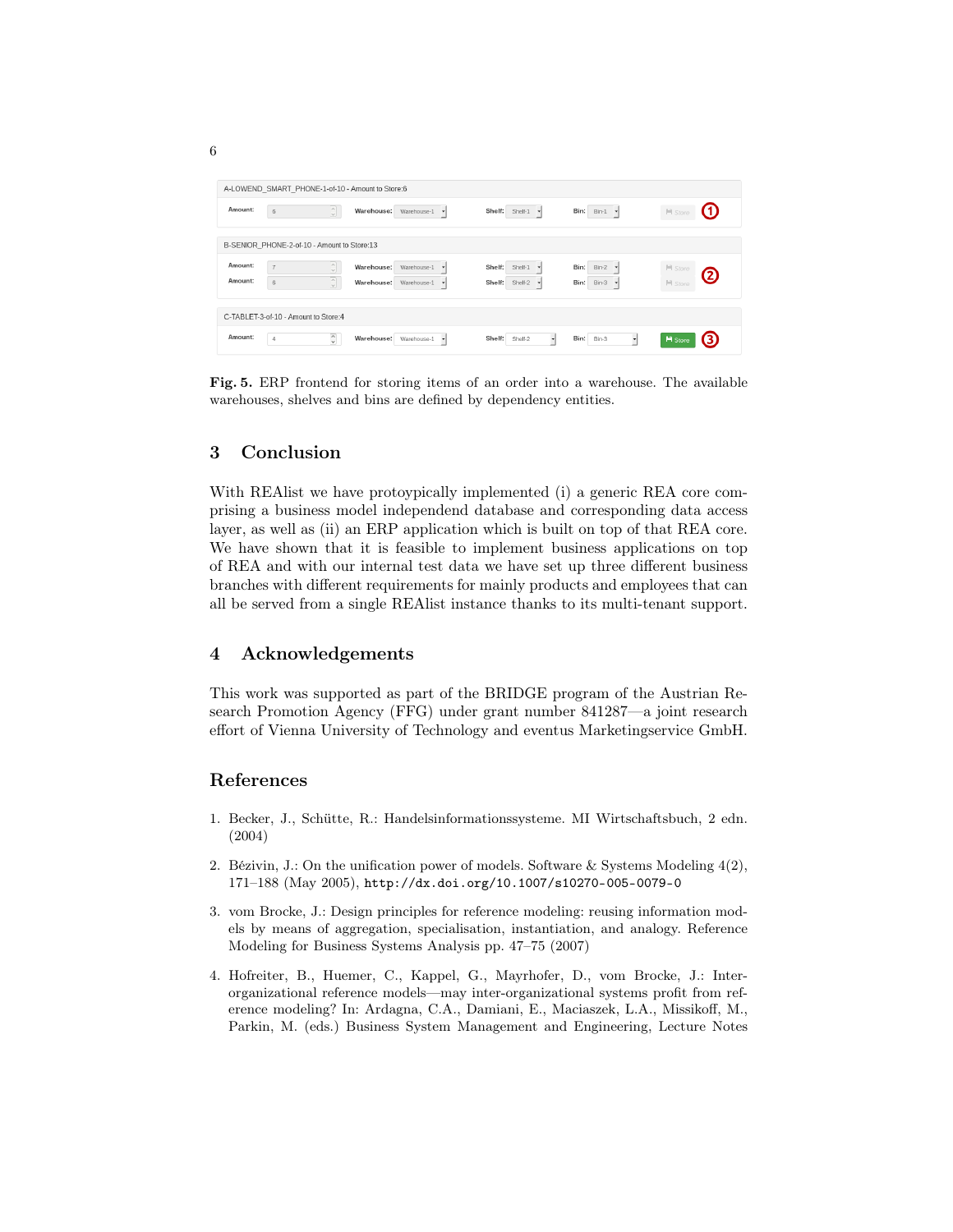**Fig. 5.** ERP frontend for storing items of an order into a warehouse. The available warehouses, shelves and bins are defined by dependency entities.

## 3 Conclusion

With REAlist we have protoyipically implemented (i) a generic REA core comprising a business model independend database and corresponding data access layer, as well as (ii) an ERP application which is built on top of that REA core. We have shown that it is feasible to implement business applications on top of REA and with our internal test data we have set up three different business branches with different requirements for mainly products and employees that can all be served from a single REAlist instance thanks to its multi-tenant support.

## 4 Acknowledgements

This work was supported as part of the BRIDGE program of the Austrian Research Promotion Agency (FFG) under grant number 841287—a joint research effort of Vienna University of Technology and eventus Marketingservice GmbH.

## References

1. Becker, J., Schütte, R.: Handelsinformationssysteme. MI Wirtschaftsbuch, 2 edn. (2004)
2. Bézivin, J.: On the unification power of models. Software & Systems Modeling 4(2), 171–188 (May 2005), `http://dx.doi.org/10.1007/s10270-005-0079-0`
3. vom Brocke, J.: Design principles for reference modeling: reusing information models by means of aggregation, specialisation, instantiation, and analogy. Reference Modeling for Business Systems Analysis pp. 47–75 (2007)
4. Hofreiter, B., Huemer, C., Kappel, G., Mayrhofer, D., vom Brocke, J.: Inter-organizational reference models—may inter-organizational systems profit from reference modeling? In: Ardagna, C.A., Damiani, E., Maciaszek, L.A., Missikoff, M., Parkin, M. (eds.) Business System Management and Engineering, Lecture Notes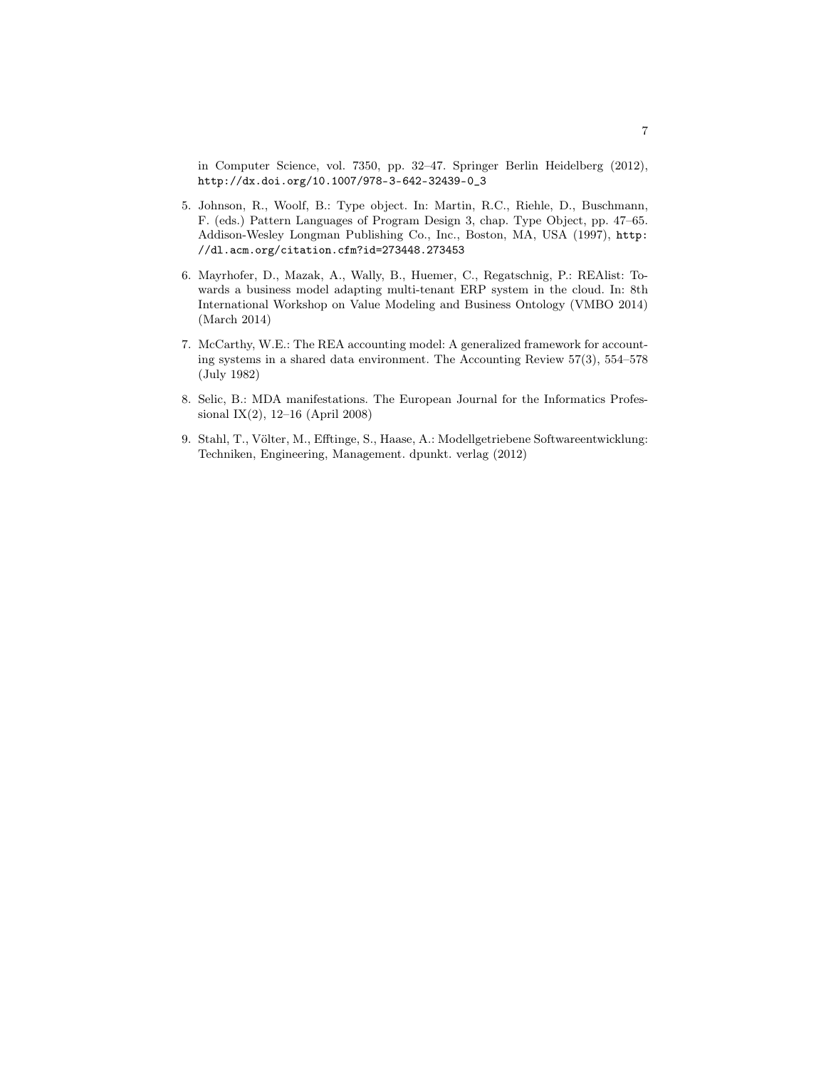in Computer Science, vol. 7350, pp. 32–47. Springer Berlin Heidelberg (2012), http://dx.doi.org/10.1007/978-3-642-32439-0_3

5. Johnson, R., Woolf, B.: Type object. In: Martin, R.C., Riehle, D., Buschmann, F. (eds.) Pattern Languages of Program Design 3, chap. Type Object, pp. 47–65. Addison-Wesley Longman Publishing Co., Inc., Boston, MA, USA (1997), http://dl.acm.org/citation.cfm?id=273448.273453

6. Mayrhofer, D., Mazak, A., Wally, B., Huemer, C., Regatschnig, P.: REAlist: Towards a business model adapting multi-tenant ERP system in the cloud. In: 8th International Workshop on Value Modeling and Business Ontology (VMBO 2014) (March 2014)

7. McCarthy, W.E.: The REA accounting model: A generalized framework for accounting systems in a shared data environment. The Accounting Review 57(3), 554–578 (July 1982)

8. Selic, B.: MDA manifestations. The European Journal for the Informatics Professional IX(2), 12–16 (April 2008)

9. Stahl, T., Völter, M., Efftinge, S., Haase, A.: Modellgetriebene Softwareentwicklung: Techniken, Engineering, Management. dpunkt. verlag (2012)